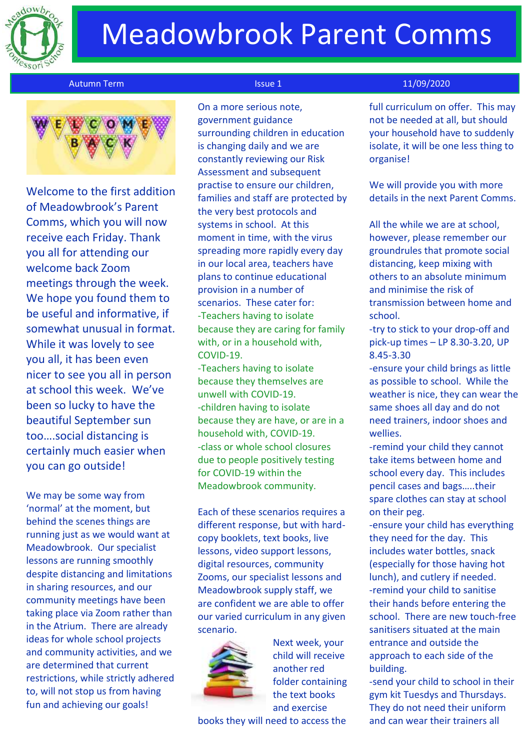# Meadowbrook Parent Comms

Autumn Term | Issue 1 | 11/09/2020

Welcome to the first addition of Meadowbrook's Parent Comms, which you will now receive each Friday. Thank you all for attending our welcome back Zoom meetings through the week. We hope you found them to be useful and informative, if somewhat unusual in format. While it was lovely to see you all, it has been even nicer to see you all in person at school this week. We've been so lucky to have the beautiful September sun too….social distancing is certainly much easier when you can go outside!

We may be some way from 'normal' at the moment, but behind the scenes things are running just as we would want at Meadowbrook. Our specialist lessons are running smoothly despite distancing and limitations in sharing resources, and our community meetings have been taking place via Zoom rather than in the Atrium. There are already ideas for whole school projects and community activities, and we are determined that current restrictions, while strictly adhered to, will not stop us from having fun and achieving our goals!

On a more serious note, government guidance surrounding children in education is changing daily and we are constantly reviewing our Risk Assessment and subsequent practise to ensure our children, families and staff are protected by the very best protocols and systems in school. At this moment in time, with the virus spreading more rapidly every day in our local area, teachers have plans to continue educational provision in a number of scenarios. These cater for:

-Teachers having to isolate because they are caring for family with, or in a household with, COVID-19.

-Teachers having to isolate because they themselves are unwell with COVID-19.

-children having to isolate because they are have, or are in a household with, COVID-19.

-class or whole school closures due to people positively testing for COVID-19 within the Meadowbrook community.

Each of these scenarios requires a different response, but with hard-copy booklets, text books, live lessons, video support lessons, digital resources, community Zooms, our specialist lessons and Meadowbrook supply staff, we are confident we are able to offer our varied curriculum in any given scenario.

Next week, your child will receive another red folder containing the text books and exercise books they will need to access the full curriculum on offer. This may not be needed at all, but should your household have to suddenly isolate, it will be one less thing to organise!

We will provide you with more details in the next Parent Comms.

All the while we are at school, however, please remember our groundrules that promote social distancing, keep mixing with others to an absolute minimum and minimise the risk of transmission between home and school.

-try to stick to your drop-off and pick-up times – LP 8.30-3.20, UP 8.45-3.30

-ensure your child brings as little as possible to school. While the weather is nice, they can wear the same shoes all day and do not need trainers, indoor shoes and wellies.

-remind your child they cannot take items between home and school every day. This includes pencil cases and bags…..their spare clothes can stay at school on their peg.

-ensure your child has everything they need for the day. This includes water bottles, snack (especially for those having hot lunch), and cutlery if needed.

-remind your child to sanitise their hands before entering the school. There are new touch-free sanitisers situated at the main entrance and outside the approach to each side of the building.

-send your child to school in their gym kit Tuesdys and Thursdays. They do not need their uniform and can wear their trainers all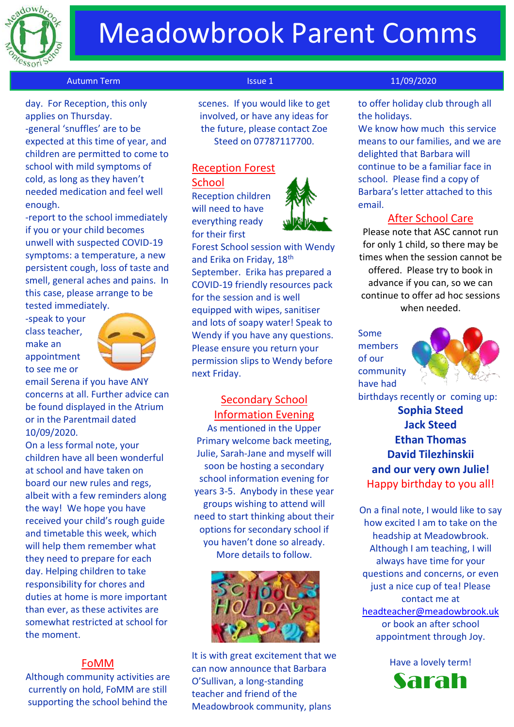# Meadowbrook Parent Comms

Autumn Term | Issue 1 | 11/09/2020

day. For Reception, this only applies on Thursday.

-general 'snuffles' are to be expected at this time of year, and children are permitted to come to school with mild symptoms of cold, as long as they haven't needed medication and feel well enough.

-report to the school immediately if you or your child becomes unwell with suspected COVID-19 symptoms: a temperature, a new persistent cough, loss of taste and smell, general aches and pains. In this case, please arrange to be tested immediately.

-speak to your class teacher, make an appointment to see me or email Serena if you have ANY concerns at all. Further advice can be found displayed in the Atrium or in the Parentmail dated 10/09/2020.

On a less formal note, your children have all been wonderful at school and have taken on board our new rules and regs, albeit with a few reminders along the way! We hope you have received your child's rough guide and timetable this week, which will help them remember what they need to prepare for each day. Helping children to take responsibility for chores and duties at home is more important than ever, as these activites are somewhat restricted at school for the moment.

## FoMM

Although community activities are currently on hold, FoMM are still supporting the school behind the scenes. If you would like to get involved, or have any ideas for the future, please contact Zoe Steed on 07787117700.

## Reception Forest School

Reception children will need to have everything ready for their first Forest School session with Wendy and Erika on Friday, 18th September. Erika has prepared a COVID-19 friendly resources pack for the session and is well equipped with wipes, sanitiser and lots of soapy water! Speak to Wendy if you have any questions. Please ensure you return your permission slips to Wendy before next Friday.

## Secondary School Information Evening

As mentioned in the Upper Primary welcome back meeting, Julie, Sarah-Jane and myself will soon be hosting a secondary school information evening for years 3-5. Anybody in these year groups wishing to attend will need to start thinking about their options for secondary school if you haven't done so already. More details to follow.

It is with great excitement that we can now announce that Barbara O'Sullivan, a long-standing teacher and friend of the Meadowbrook community, plans to offer holiday club through all the holidays.

We know how much this service means to our families, and we are delighted that Barbara will continue to be a familiar face in school. Please find a copy of Barbara's letter attached to this email.

## After School Care

Please note that ASC cannot run for only 1 child, so there may be times when the session cannot be offered. Please try to book in advance if you can, so we can continue to offer ad hoc sessions when needed.

Some members of our community have had birthdays recently or coming up:

**Sophia Steed**
**Jack Steed**
**Ethan Thomas**
**David Tilezhinskii**
**and our very own Julie!**

Happy birthday to you all!

On a final note, I would like to say how excited I am to take on the headship at Meadowbrook. Although I am teaching, I will always have time for your questions and concerns, or even just a nice cup of tea! Please contact me at headteacher@meadowbrook.uk or book an after school appointment through Joy.

Have a lovely term!

**Sarah**